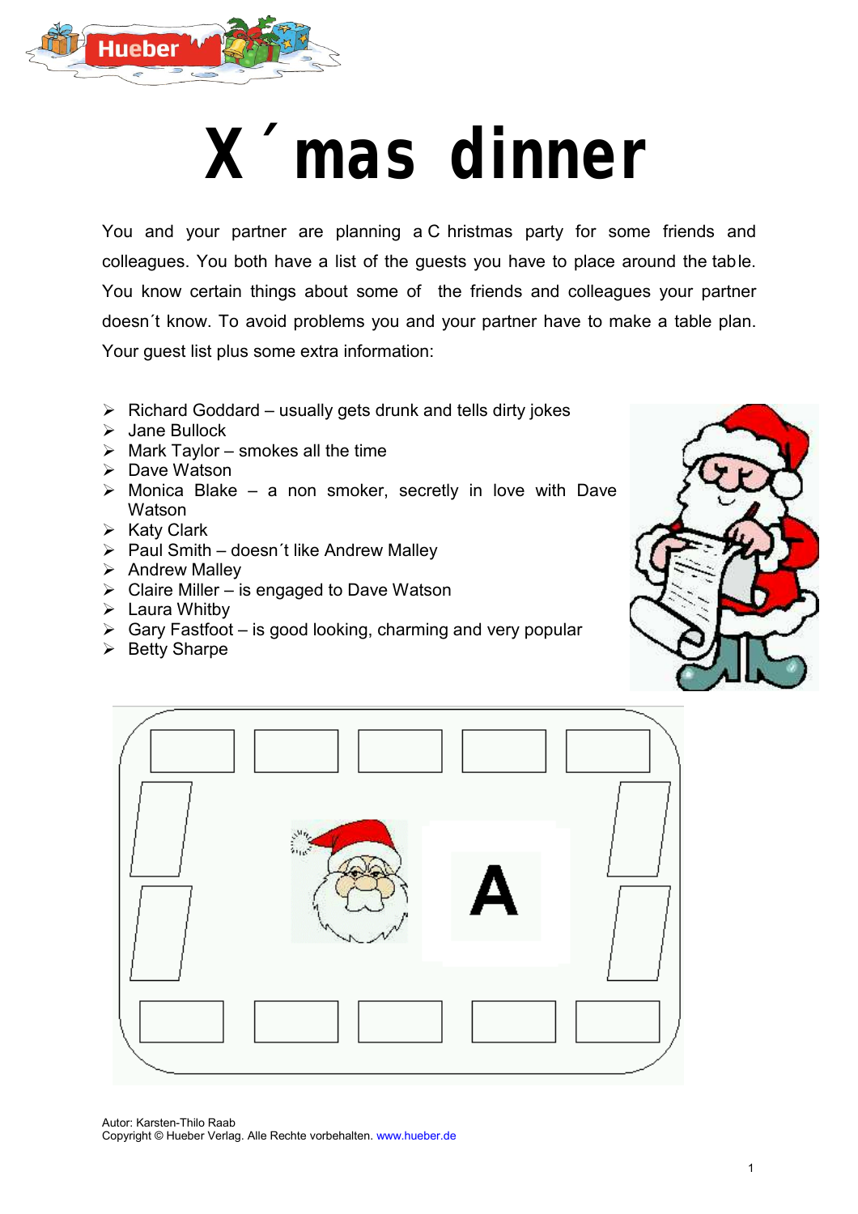# X´mas dinner

You and your partner are planning a Christmas party for some friends and colleagues. You both have a list of the guests you have to place around the table. You know certain things about some of the friends and colleagues your partner doesn´t know. To avoid problems you and your partner have to make a table plan. Your guest list plus some extra information:

- Richard Goddard – usually gets drunk and tells dirty jokes
- Jane Bullock
- Mark Taylor – smokes all the time
- Dave Watson
- Monica Blake – a non smoker, secretly in love with Dave Watson
- Katy Clark
- Paul Smith – doesn´t like Andrew Malley
- Andrew Malley
- Claire Miller – is engaged to Dave Watson
- Laura Whitby
- Gary Fastfoot – is good looking, charming and very popular
- Betty Sharpe

A

Autor: Karsten-Thilo Raab
Copyright © Hueber Verlag. Alle Rechte vorbehalten. www.hueber.de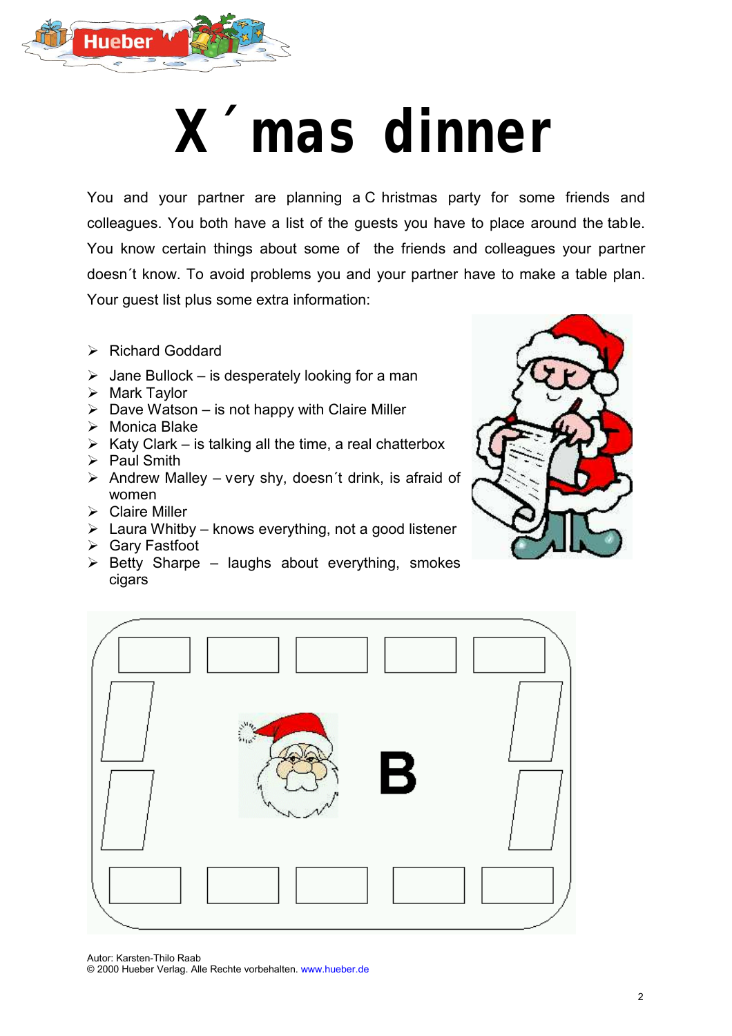# X´mas dinner

You and your partner are planning a Christmas party for some friends and colleagues. You both have a list of the guests you have to place around the table. You know certain things about some of the friends and colleagues your partner doesn´t know. To avoid problems you and your partner have to make a table plan. Your guest list plus some extra information:

- Richard Goddard
- Jane Bullock – is desperately looking for a man
- Mark Taylor
- Dave Watson – is not happy with Claire Miller
- Monica Blake
- Katy Clark – is talking all the time, a real chatterbox
- Paul Smith
- Andrew Malley – very shy, doesn´t drink, is afraid of women
- Claire Miller
- Laura Whitby – knows everything, not a good listener
- Gary Fastfoot
- Betty Sharpe – laughs about everything, smokes cigars

B

Autor: Karsten-Thilo Raab
© 2000 Hueber Verlag. Alle Rechte vorbehalten. www.hueber.de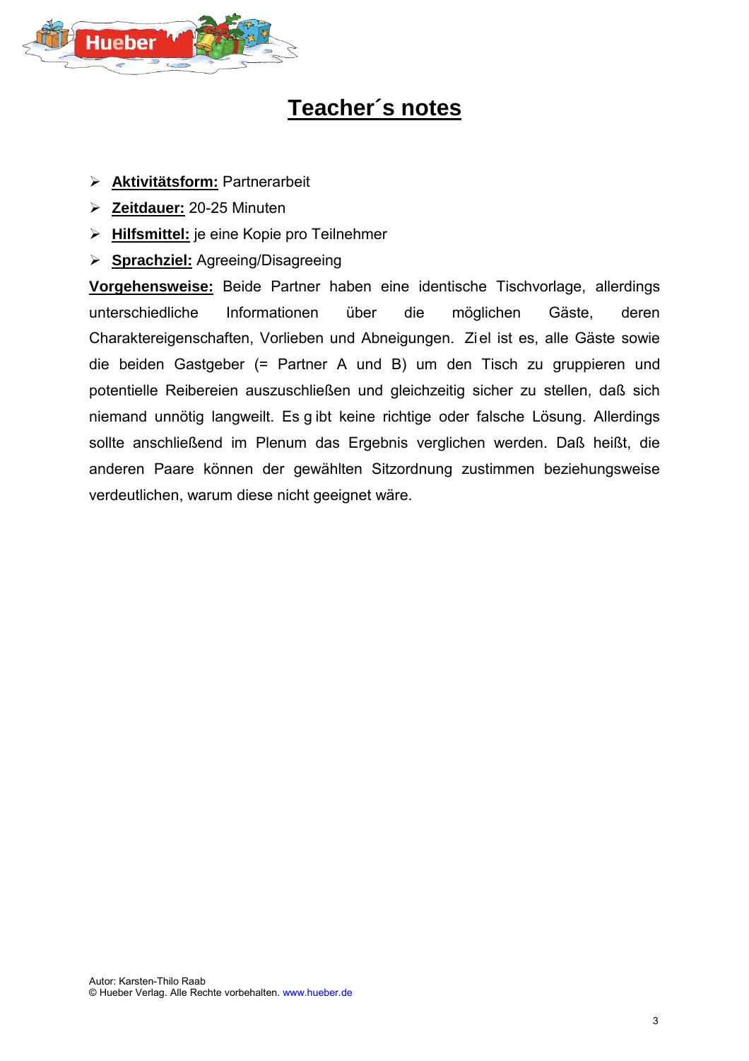# Teacher´s notes

- **Aktivitätsform:** Partnerarbeit
- **Zeitdauer:** 20-25 Minuten
- **Hilfsmittel:** je eine Kopie pro Teilnehmer
- **Sprachziel:** Agreeing/Disagreeing

**Vorgehensweise:** Beide Partner haben eine identische Tischvorlage, allerdings unterschiedliche Informationen über die möglichen Gäste, deren Charaktereigenschaften, Vorlieben und Abneigungen. Ziel ist es, alle Gäste sowie die beiden Gastgeber (= Partner A und B) um den Tisch zu gruppieren und potentielle Reibereien auszuschließen und gleichzeitig sicher zu stellen, daß sich niemand unnötig langweilt. Es gibt keine richtige oder falsche Lösung. Allerdings sollte anschließend im Plenum das Ergebnis verglichen werden. Daß heißt, die anderen Paare können der gewählten Sitzordnung zustimmen beziehungsweise verdeutlichen, warum diese nicht geeignet wäre.

Autor: Karsten-Thilo Raab
© Hueber Verlag. Alle Rechte vorbehalten. www.hueber.de